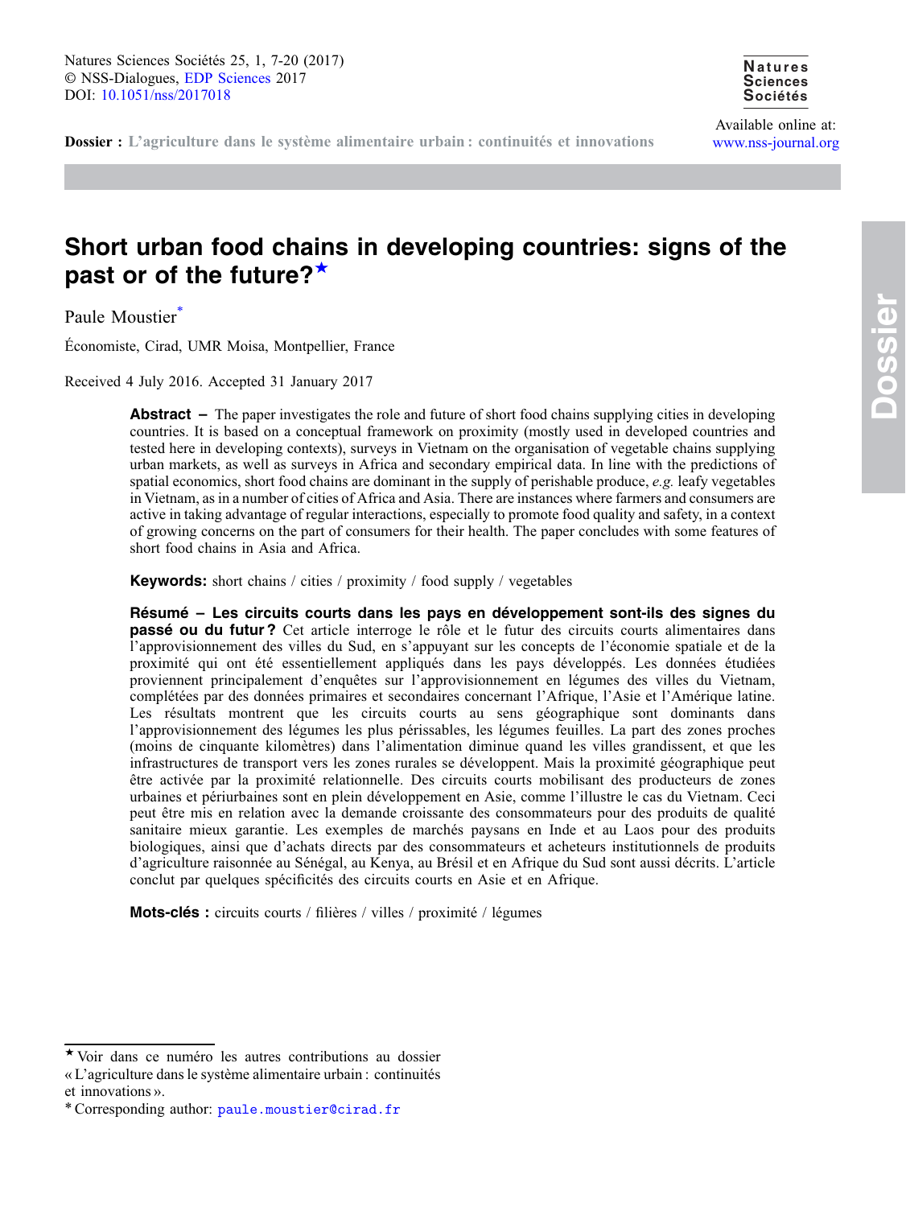Dossier : L'agriculture dans le système alimentaire urbain : continuités et innovations

# Short urban food chains in developing countries: signs of the past or of the future?★

Paule Moustier*

Économiste, Cirad, UMR Moisa, Montpellier, France

Received 4 July 2016. Accepted 31 January 2017

**Abstract –** The paper investigates the role and future of short food chains supplying cities in developing countries. It is based on a conceptual framework on proximity (mostly used in developed countries and tested here in developing contexts), surveys in Vietnam on the organisation of vegetable chains supplying urban markets, as well as surveys in Africa and secondary empirical data. In line with the predictions of spatial economics, short food chains are dominant in the supply of perishable produce, *e.g.* leafy vegetables in Vietnam, as in a number of cities of Africa and Asia. There are instances where farmers and consumers are active in taking advantage of regular interactions, especially to promote food quality and safety, in a context of growing concerns on the part of consumers for their health. The paper concludes with some features of short food chains in Asia and Africa.

**Keywords:** short chains / cities / proximity / food supply / vegetables

**Résumé – Les circuits courts dans les pays en développement sont-ils des signes du passé ou du futur ?** Cet article interroge le rôle et le futur des circuits courts alimentaires dans l'approvisionnement des villes du Sud, en s'appuyant sur les concepts de l'économie spatiale et de la proximité qui ont été essentiellement appliqués dans les pays développés. Les données étudiées proviennent principalement d'enquêtes sur l'approvisionnement en légumes des villes du Vietnam, complétées par des données primaires et secondaires concernant l'Afrique, l'Asie et l'Amérique latine. Les résultats montrent que les circuits courts au sens géographique sont dominants dans l'approvisionnement des légumes les plus périssables, les légumes feuilles. La part des zones proches (moins de cinquante kilomètres) dans l'alimentation diminue quand les villes grandissent, et que les infrastructures de transport vers les zones rurales se développent. Mais la proximité géographique peut être activée par la proximité relationnelle. Des circuits courts mobilisant des producteurs de zones urbaines et périurbaines sont en plein développement en Asie, comme l'illustre le cas du Vietnam. Ceci peut être mis en relation avec la demande croissante des consommateurs pour des produits de qualité sanitaire mieux garantie. Les exemples de marchés paysans en Inde et au Laos pour des produits biologiques, ainsi que d'achats directs par des consommateurs et acheteurs institutionnels de produits d'agriculture raisonnée au Sénégal, au Kenya, au Brésil et en Afrique du Sud sont aussi décrits. L'article conclut par quelques spécificités des circuits courts en Asie et en Afrique.

**Mots-clés :** circuits courts / filières / villes / proximité / légumes

---

★ Voir dans ce numéro les autres contributions au dossier « L'agriculture dans le système alimentaire urbain : continuités et innovations ».

* Corresponding author: paule.moustier@cirad.fr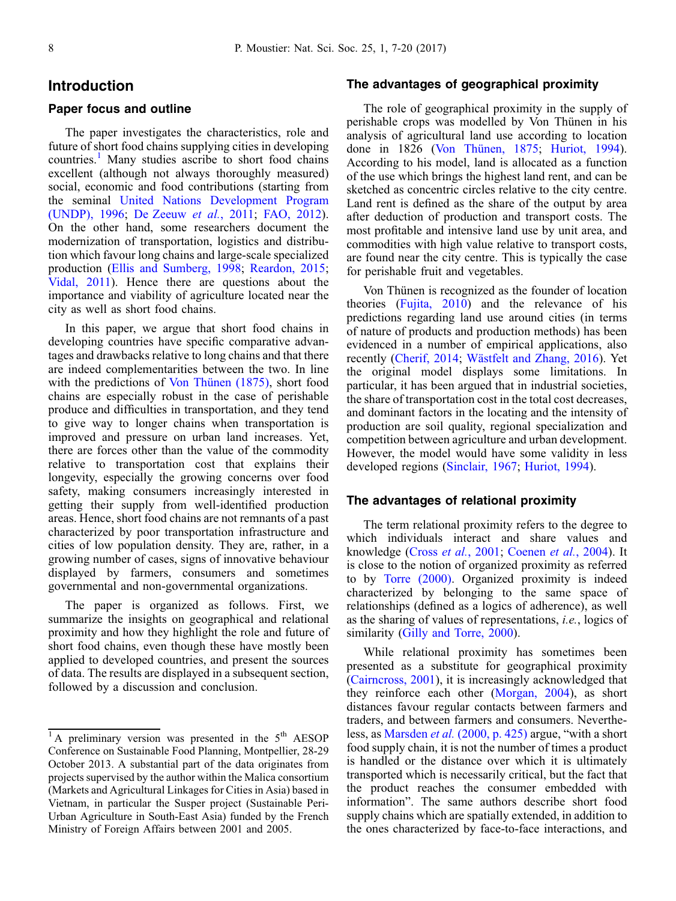## Introduction

### Paper focus and outline

The paper investigates the characteristics, role and future of short food chains supplying cities in developing countries.[1] Many studies ascribe to short food chains excellent (although not always thoroughly measured) social, economic and food contributions (starting from the seminal United Nations Development Program (UNDP), 1996; De Zeeuw *et al.*, 2011; FAO, 2012). On the other hand, some researchers document the modernization of transportation, logistics and distribution which favour long chains and large-scale specialized production (Ellis and Sumberg, 1998; Reardon, 2015; Vidal, 2011). Hence there are questions about the importance and viability of agriculture located near the city as well as short food chains.

In this paper, we argue that short food chains in developing countries have specific comparative advantages and drawbacks relative to long chains and that there are indeed complementarities between the two. In line with the predictions of Von Thünen (1875), short food chains are especially robust in the case of perishable produce and difficulties in transportation, and they tend to give way to longer chains when transportation is improved and pressure on urban land increases. Yet, there are forces other than the value of the commodity relative to transportation cost that explains their longevity, especially the growing concerns over food safety, making consumers increasingly interested in getting their supply from well-identified production areas. Hence, short food chains are not remnants of a past characterized by poor transportation infrastructure and cities of low population density. They are, rather, in a growing number of cases, signs of innovative behaviour displayed by farmers, consumers and sometimes governmental and non-governmental organizations.

The paper is organized as follows. First, we summarize the insights on geographical and relational proximity and how they highlight the role and future of short food chains, even though these have mostly been applied to developed countries, and present the sources of data. The results are displayed in a subsequent section, followed by a discussion and conclusion.

[1] A preliminary version was presented in the 5th AESOP Conference on Sustainable Food Planning, Montpellier, 28-29 October 2013. A substantial part of the data originates from projects supervised by the author within the Malica consortium (Markets and Agricultural Linkages for Cities in Asia) based in Vietnam, in particular the Susper project (Sustainable Peri-Urban Agriculture in South-East Asia) funded by the French Ministry of Foreign Affairs between 2001 and 2005.

### The advantages of geographical proximity

The role of geographical proximity in the supply of perishable crops was modelled by Von Thünen in his analysis of agricultural land use according to location done in 1826 (Von Thünen, 1875; Huriot, 1994). According to his model, land is allocated as a function of the use which brings the highest land rent, and can be sketched as concentric circles relative to the city centre. Land rent is defined as the share of the output by area after deduction of production and transport costs. The most profitable and intensive land use by unit area, and commodities with high value relative to transport costs, are found near the city centre. This is typically the case for perishable fruit and vegetables.

Von Thünen is recognized as the founder of location theories (Fujita, 2010) and the relevance of his predictions regarding land use around cities (in terms of nature of products and production methods) has been evidenced in a number of empirical applications, also recently (Cherif, 2014; Wästfelt and Zhang, 2016). Yet the original model displays some limitations. In particular, it has been argued that in industrial societies, the share of transportation cost in the total cost decreases, and dominant factors in the locating and the intensity of production are soil quality, regional specialization and competition between agriculture and urban development. However, the model would have some validity in less developed regions (Sinclair, 1967; Huriot, 1994).

### The advantages of relational proximity

The term relational proximity refers to the degree to which individuals interact and share values and knowledge (Cross *et al.*, 2001; Coenen *et al.*, 2004). It is close to the notion of organized proximity as referred to by Torre (2000). Organized proximity is indeed characterized by belonging to the same space of relationships (defined as a logics of adherence), as well as the sharing of values of representations, *i.e.*, logics of similarity (Gilly and Torre, 2000).

While relational proximity has sometimes been presented as a substitute for geographical proximity (Cairncross, 2001), it is increasingly acknowledged that they reinforce each other (Morgan, 2004), as short distances favour regular contacts between farmers and traders, and between farmers and consumers. Nevertheless, as Marsden *et al.* (2000, p. 425) argue, "with a short food supply chain, it is not the number of times a product is handled or the distance over which it is ultimately transported which is necessarily critical, but the fact that the product reaches the consumer embedded with information". The same authors describe short food supply chains which are spatially extended, in addition to the ones characterized by face-to-face interactions, and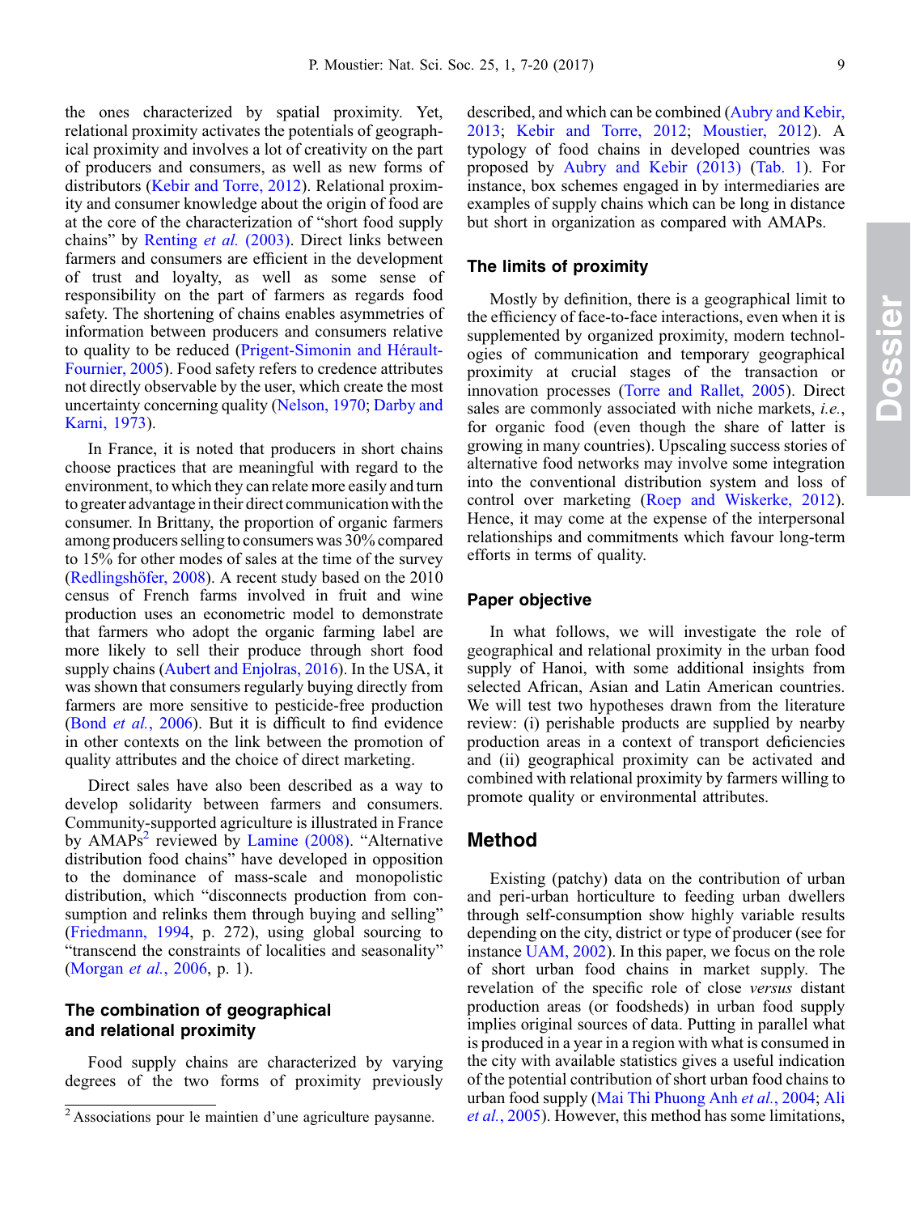the ones characterized by spatial proximity. Yet, relational proximity activates the potentials of geographical proximity and involves a lot of creativity on the part of producers and consumers, as well as new forms of distributors (Kebir and Torre, 2012). Relational proximity and consumer knowledge about the origin of food are at the core of the characterization of "short food supply chains" by Renting *et al.* (2003). Direct links between farmers and consumers are efficient in the development of trust and loyalty, as well as some sense of responsibility on the part of farmers as regards food safety. The shortening of chains enables asymmetries of information between producers and consumers relative to quality to be reduced (Prigent-Simonin and Hérault-Fournier, 2005). Food safety refers to credence attributes not directly observable by the user, which create the most uncertainty concerning quality (Nelson, 1970; Darby and Karni, 1973).

In France, it is noted that producers in short chains choose practices that are meaningful with regard to the environment, to which they can relate more easily and turn to greater advantage in their direct communication with the consumer. In Brittany, the proportion of organic farmers among producers selling to consumers was 30% compared to 15% for other modes of sales at the time of the survey (Redlingshöfer, 2008). A recent study based on the 2010 census of French farms involved in fruit and wine production uses an econometric model to demonstrate that farmers who adopt the organic farming label are more likely to sell their produce through short food supply chains (Aubert and Enjolras, 2016). In the USA, it was shown that consumers regularly buying directly from farmers are more sensitive to pesticide-free production (Bond *et al.*, 2006). But it is difficult to find evidence in other contexts on the link between the promotion of quality attributes and the choice of direct marketing.

Direct sales have also been described as a way to develop solidarity between farmers and consumers. Community-supported agriculture is illustrated in France by AMAPs[2] reviewed by Lamine (2008). "Alternative distribution food chains" have developed in opposition to the dominance of mass-scale and monopolistic distribution, which "disconnects production from consumption and relinks them through buying and selling" (Friedmann, 1994, p. 272), using global sourcing to "transcend the constraints of localities and seasonality" (Morgan *et al.*, 2006, p. 1).

### The combination of geographical and relational proximity

Food supply chains are characterized by varying degrees of the two forms of proximity previously described, and which can be combined (Aubry and Kebir, 2013; Kebir and Torre, 2012; Moustier, 2012). A typology of food chains in developed countries was proposed by Aubry and Kebir (2013) (Tab. 1). For instance, box schemes engaged in by intermediaries are examples of supply chains which can be long in distance but short in organization as compared with AMAPs.

### The limits of proximity

Mostly by definition, there is a geographical limit to the efficiency of face-to-face interactions, even when it is supplemented by organized proximity, modern technologies of communication and temporary geographical proximity at crucial stages of the transaction or innovation processes (Torre and Rallet, 2005). Direct sales are commonly associated with niche markets, *i.e.*, for organic food (even though the share of latter is growing in many countries). Upscaling success stories of alternative food networks may involve some integration into the conventional distribution system and loss of control over marketing (Roep and Wiskerke, 2012). Hence, it may come at the expense of the interpersonal relationships and commitments which favour long-term efforts in terms of quality.

### Paper objective

In what follows, we will investigate the role of geographical and relational proximity in the urban food supply of Hanoi, with some additional insights from selected African, Asian and Latin American countries. We will test two hypotheses drawn from the literature review: (i) perishable products are supplied by nearby production areas in a context of transport deficiencies and (ii) geographical proximity can be activated and combined with relational proximity by farmers willing to promote quality or environmental attributes.

## Method

Existing (patchy) data on the contribution of urban and peri-urban horticulture to feeding urban dwellers through self-consumption show highly variable results depending on the city, district or type of producer (see for instance UAM, 2002). In this paper, we focus on the role of short urban food chains in market supply. The revelation of the specific role of close *versus* distant production areas (or foodsheds) in urban food supply implies original sources of data. Putting in parallel what is produced in a year in a region with what is consumed in the city with available statistics gives a useful indication of the potential contribution of short urban food chains to urban food supply (Mai Thi Phuong Anh *et al.*, 2004; Ali *et al.*, 2005). However, this method has some limitations,

[2] Associations pour le maintien d'une agriculture paysanne.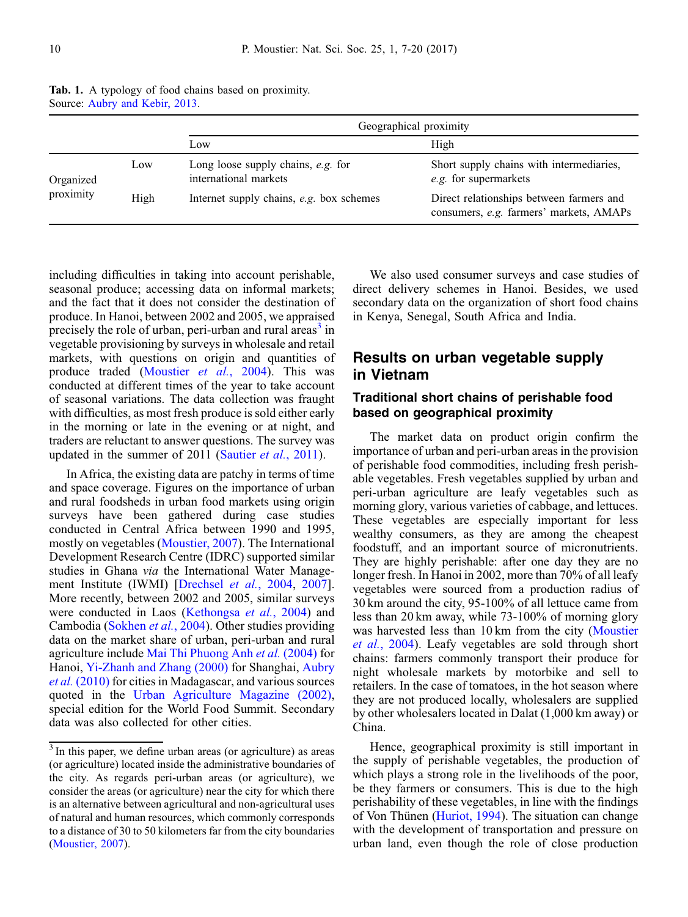**Tab. 1.** A typology of food chains based on proximity.
Source: Aubry and Kebir, 2013.

| | | Geographical proximity | |
|---|---|---|---|
| | | Low | High |
| Organized proximity | Low | Long loose supply chains, *e.g.* for international markets | Short supply chains with intermediaries, *e.g.* for supermarkets |
| | High | Internet supply chains, *e.g.* box schemes | Direct relationships between farmers and consumers, *e.g.* farmers' markets, AMAPs |

including difficulties in taking into account perishable, seasonal produce; accessing data on informal markets; and the fact that it does not consider the destination of produce. In Hanoi, between 2002 and 2005, we appraised precisely the role of urban, peri-urban and rural areas[3] in vegetable provisioning by surveys in wholesale and retail markets, with questions on origin and quantities of produce traded (Moustier *et al.*, 2004). This was conducted at different times of the year to take account of seasonal variations. The data collection was fraught with difficulties, as most fresh produce is sold either early in the morning or late in the evening or at night, and traders are reluctant to answer questions. The survey was updated in the summer of 2011 (Sautier *et al.*, 2011).

In Africa, the existing data are patchy in terms of time and space coverage. Figures on the importance of urban and rural foodsheds in urban food markets using origin surveys have been gathered during case studies conducted in Central Africa between 1990 and 1995, mostly on vegetables (Moustier, 2007). The International Development Research Centre (IDRC) supported similar studies in Ghana *via* the International Water Management Institute (IWMI) [Drechsel *et al.*, 2004, 2007]. More recently, between 2002 and 2005, similar surveys were conducted in Laos (Kethongsa *et al.*, 2004) and Cambodia (Sokhen *et al.*, 2004). Other studies providing data on the market share of urban, peri-urban and rural agriculture include Mai Thi Phuong Anh *et al.* (2004) for Hanoi, Yi-Zhanh and Zhang (2000) for Shanghai, Aubry *et al.* (2010) for cities in Madagascar, and various sources quoted in the Urban Agriculture Magazine (2002), special edition for the World Food Summit. Secondary data was also collected for other cities.

We also used consumer surveys and case studies of direct delivery schemes in Hanoi. Besides, we used secondary data on the organization of short food chains in Kenya, Senegal, South Africa and India.

## Results on urban vegetable supply in Vietnam

### Traditional short chains of perishable food based on geographical proximity

The market data on product origin confirm the importance of urban and peri-urban areas in the provision of perishable food commodities, including fresh perishable vegetables. Fresh vegetables supplied by urban and peri-urban agriculture are leafy vegetables such as morning glory, various varieties of cabbage, and lettuces. These vegetables are especially important for less wealthy consumers, as they are among the cheapest foodstuff, and an important source of micronutrients. They are highly perishable: after one day they are no longer fresh. In Hanoi in 2002, more than 70% of all leafy vegetables were sourced from a production radius of 30 km around the city, 95-100% of all lettuce came from less than 20 km away, while 73-100% of morning glory was harvested less than 10 km from the city (Moustier *et al.*, 2004). Leafy vegetables are sold through short chains: farmers commonly transport their produce for night wholesale markets by motorbike and sell to retailers. In the case of tomatoes, in the hot season where they are not produced locally, wholesalers are supplied by other wholesalers located in Dalat (1,000 km away) or China.

Hence, geographical proximity is still important in the supply of perishable vegetables, the production of which plays a strong role in the livelihoods of the poor, be they farmers or consumers. This is due to the high perishability of these vegetables, in line with the findings of Von Thünen (Huriot, 1994). The situation can change with the development of transportation and pressure on urban land, even though the role of close production

[3] In this paper, we define urban areas (or agriculture) as areas (or agriculture) located inside the administrative boundaries of the city. As regards peri-urban areas (or agriculture), we consider the areas (or agriculture) near the city for which there is an alternative between agricultural and non-agricultural uses of natural and human resources, which commonly corresponds to a distance of 30 to 50 kilometers far from the city boundaries (Moustier, 2007).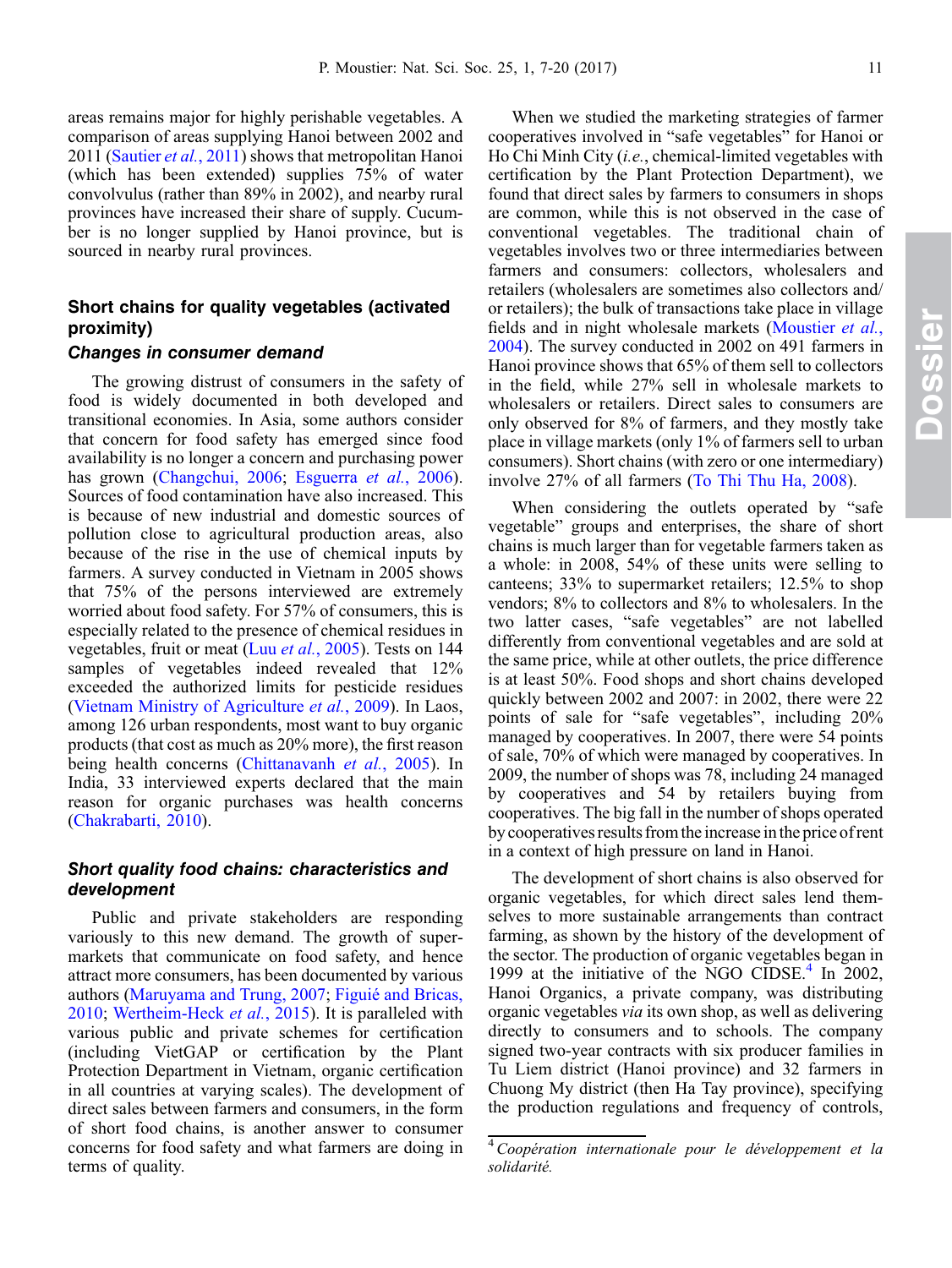areas remains major for highly perishable vegetables. A comparison of areas supplying Hanoi between 2002 and 2011 (Sautier *et al.*, 2011) shows that metropolitan Hanoi (which has been extended) supplies 75% of water convolvulus (rather than 89% in 2002), and nearby rural provinces have increased their share of supply. Cucumber is no longer supplied by Hanoi province, but is sourced in nearby rural provinces.

## Short chains for quality vegetables (activated proximity)

### Changes in consumer demand

The growing distrust of consumers in the safety of food is widely documented in both developed and transitional economies. In Asia, some authors consider that concern for food safety has emerged since food availability is no longer a concern and purchasing power has grown (Changchui, 2006; Esguerra *et al.*, 2006). Sources of food contamination have also increased. This is because of new industrial and domestic sources of pollution close to agricultural production areas, also because of the rise in the use of chemical inputs by farmers. A survey conducted in Vietnam in 2005 shows that 75% of the persons interviewed are extremely worried about food safety. For 57% of consumers, this is especially related to the presence of chemical residues in vegetables, fruit or meat (Luu *et al.*, 2005). Tests on 144 samples of vegetables indeed revealed that 12% exceeded the authorized limits for pesticide residues (Vietnam Ministry of Agriculture *et al.*, 2009). In Laos, among 126 urban respondents, most want to buy organic products (that cost as much as 20% more), the first reason being health concerns (Chittanavanh *et al.*, 2005). In India, 33 interviewed experts declared that the main reason for organic purchases was health concerns (Chakrabarti, 2010).

### Short quality food chains: characteristics and development

Public and private stakeholders are responding variously to this new demand. The growth of supermarkets that communicate on food safety, and hence attract more consumers, has been documented by various authors (Maruyama and Trung, 2007; Figuié and Bricas, 2010; Wertheim-Heck *et al.*, 2015). It is paralleled with various public and private schemes for certification (including VietGAP or certification by the Plant Protection Department in Vietnam, organic certification in all countries at varying scales). The development of direct sales between farmers and consumers, in the form of short food chains, is another answer to consumer concerns for food safety and what farmers are doing in terms of quality.

When we studied the marketing strategies of farmer cooperatives involved in "safe vegetables" for Hanoi or Ho Chi Minh City (*i.e.*, chemical-limited vegetables with certification by the Plant Protection Department), we found that direct sales by farmers to consumers in shops are common, while this is not observed in the case of conventional vegetables. The traditional chain of vegetables involves two or three intermediaries between farmers and consumers: collectors, wholesalers and retailers (wholesalers are sometimes also collectors and/or retailers); the bulk of transactions take place in village fields and in night wholesale markets (Moustier *et al.*, 2004). The survey conducted in 2002 on 491 farmers in Hanoi province shows that 65% of them sell to collectors in the field, while 27% sell in wholesale markets to wholesalers or retailers. Direct sales to consumers are only observed for 8% of farmers, and they mostly take place in village markets (only 1% of farmers sell to urban consumers). Short chains (with zero or one intermediary) involve 27% of all farmers (To Thi Thu Ha, 2008).

When considering the outlets operated by "safe vegetable" groups and enterprises, the share of short chains is much larger than for vegetable farmers taken as a whole: in 2008, 54% of these units were selling to canteens; 33% to supermarket retailers; 12.5% to shop vendors; 8% to collectors and 8% to wholesalers. In the two latter cases, "safe vegetables" are not labelled differently from conventional vegetables and are sold at the same price, while at other outlets, the price difference is at least 50%. Food shops and short chains developed quickly between 2002 and 2007: in 2002, there were 22 points of sale for "safe vegetables", including 20% managed by cooperatives. In 2007, there were 54 points of sale, 70% of which were managed by cooperatives. In 2009, the number of shops was 78, including 24 managed by cooperatives and 54 by retailers buying from cooperatives. The big fall in the number of shops operated by cooperatives results from the increase in the price of rent in a context of high pressure on land in Hanoi.

The development of short chains is also observed for organic vegetables, for which direct sales lend themselves to more sustainable arrangements than contract farming, as shown by the history of the development of the sector. The production of organic vegetables began in 1999 at the initiative of the NGO CIDSE.[4] In 2002, Hanoi Organics, a private company, was distributing organic vegetables *via* its own shop, as well as delivering directly to consumers and to schools. The company signed two-year contracts with six producer families in Tu Liem district (Hanoi province) and 32 farmers in Chuong My district (then Ha Tay province), specifying the production regulations and frequency of controls,

[4] *Coopération internationale pour le développement et la solidarité.*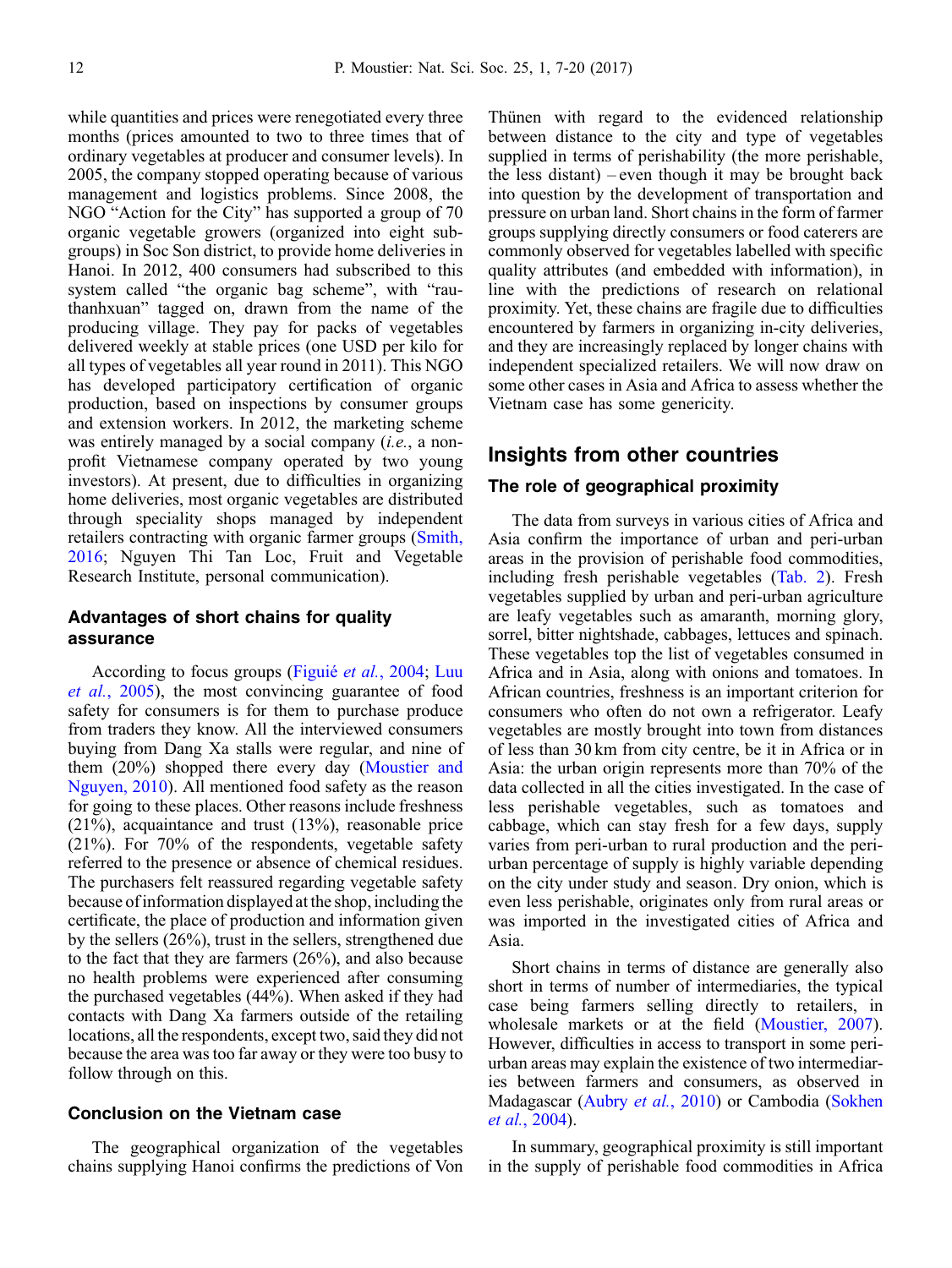while quantities and prices were renegotiated every three months (prices amounted to two to three times that of ordinary vegetables at producer and consumer levels). In 2005, the company stopped operating because of various management and logistics problems. Since 2008, the NGO "Action for the City" has supported a group of 70 organic vegetable growers (organized into eight subgroups) in Soc Son district, to provide home deliveries in Hanoi. In 2012, 400 consumers had subscribed to this system called "the organic bag scheme", with "rau-thanhxuan" tagged on, drawn from the name of the producing village. They pay for packs of vegetables delivered weekly at stable prices (one USD per kilo for all types of vegetables all year round in 2011). This NGO has developed participatory certification of organic production, based on inspections by consumer groups and extension workers. In 2012, the marketing scheme was entirely managed by a social company (*i.e.*, a non-profit Vietnamese company operated by two young investors). At present, due to difficulties in organizing home deliveries, most organic vegetables are distributed through speciality shops managed by independent retailers contracting with organic farmer groups (Smith, 2016; Nguyen Thi Tan Loc, Fruit and Vegetable Research Institute, personal communication).

### Advantages of short chains for quality assurance

According to focus groups (Figuié *et al.*, 2004; Luu *et al.*, 2005), the most convincing guarantee of food safety for consumers is for them to purchase produce from traders they know. All the interviewed consumers buying from Dang Xa stalls were regular, and nine of them (20%) shopped there every day (Moustier and Nguyen, 2010). All mentioned food safety as the reason for going to these places. Other reasons include freshness (21%), acquaintance and trust (13%), reasonable price (21%). For 70% of the respondents, vegetable safety referred to the presence or absence of chemical residues. The purchasers felt reassured regarding vegetable safety because of information displayed at the shop, including the certificate, the place of production and information given by the sellers (26%), trust in the sellers, strengthened due to the fact that they are farmers (26%), and also because no health problems were experienced after consuming the purchased vegetables (44%). When asked if they had contacts with Dang Xa farmers outside of the retailing locations, all the respondents, except two, said they did not because the area was too far away or they were too busy to follow through on this.

### Conclusion on the Vietnam case

The geographical organization of the vegetables chains supplying Hanoi confirms the predictions of Von Thünen with regard to the evidenced relationship between distance to the city and type of vegetables supplied in terms of perishability (the more perishable, the less distant) – even though it may be brought back into question by the development of transportation and pressure on urban land. Short chains in the form of farmer groups supplying directly consumers or food caterers are commonly observed for vegetables labelled with specific quality attributes (and embedded with information), in line with the predictions of research on relational proximity. Yet, these chains are fragile due to difficulties encountered by farmers in organizing in-city deliveries, and they are increasingly replaced by longer chains with independent specialized retailers. We will now draw on some other cases in Asia and Africa to assess whether the Vietnam case has some genericity.

## Insights from other countries

### The role of geographical proximity

The data from surveys in various cities of Africa and Asia confirm the importance of urban and peri-urban areas in the provision of perishable food commodities, including fresh perishable vegetables (Tab. 2). Fresh vegetables supplied by urban and peri-urban agriculture are leafy vegetables such as amaranth, morning glory, sorrel, bitter nightshade, cabbages, lettuces and spinach. These vegetables top the list of vegetables consumed in Africa and in Asia, along with onions and tomatoes. In African countries, freshness is an important criterion for consumers who often do not own a refrigerator. Leafy vegetables are mostly brought into town from distances of less than 30 km from city centre, be it in Africa or in Asia: the urban origin represents more than 70% of the data collected in all the cities investigated. In the case of less perishable vegetables, such as tomatoes and cabbage, which can stay fresh for a few days, supply varies from peri-urban to rural production and the peri-urban percentage of supply is highly variable depending on the city under study and season. Dry onion, which is even less perishable, originates only from rural areas or was imported in the investigated cities of Africa and Asia.

Short chains in terms of distance are generally also short in terms of number of intermediaries, the typical case being farmers selling directly to retailers, in wholesale markets or at the field (Moustier, 2007). However, difficulties in access to transport in some peri-urban areas may explain the existence of two intermediaries between farmers and consumers, as observed in Madagascar (Aubry *et al.*, 2010) or Cambodia (Sokhen *et al.*, 2004).

In summary, geographical proximity is still important in the supply of perishable food commodities in Africa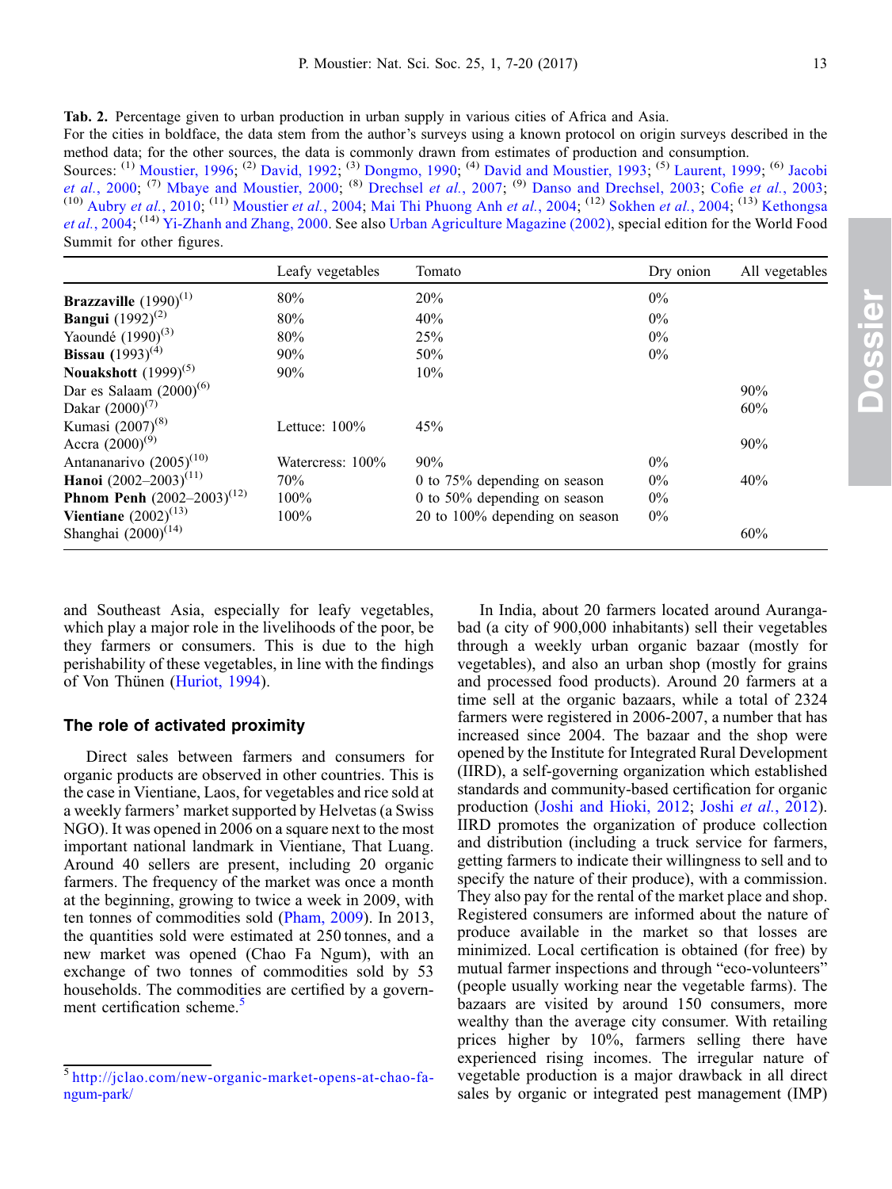**Tab. 2.** Percentage given to urban production in urban supply in various cities of Africa and Asia.

For the cities in boldface, the data stem from the author's surveys using a known protocol on origin surveys described in the method data; for the other sources, the data is commonly drawn from estimates of production and consumption.

Sources: (1) Moustier, 1996; (2) David, 1992; (3) Dongmo, 1990; (4) David and Moustier, 1993; (5) Laurent, 1999; (6) Jacobi *et al.*, 2000; (7) Mbaye and Moustier, 2000; (8) Drechsel *et al.*, 2007; (9) Danso and Drechsel, 2003; Cofie *et al.*, 2003; (10) Aubry *et al.*, 2010; (11) Moustier *et al.*, 2004; Mai Thi Phuong Anh *et al.*, 2004; (12) Sokhen *et al.*, 2004; (13) Kethongsa *et al.*, 2004; (14) Yi-Zhanh and Zhang, 2000. See also Urban Agriculture Magazine (2002), special edition for the World Food Summit for other figures.

| | Leafy vegetables | Tomato | Dry onion | All vegetables |
|---|---|---|---|---|
| **Brazzaville** (1990)[1] | 80% | 20% | 0% | |
| **Bangui** (1992)[2] | 80% | 40% | 0% | |
| Yaoundé (1990)[3] | 80% | 25% | 0% | |
| **Bissau** (1993)[4] | 90% | 50% | 0% | |
| **Nouakshott** (1999)[5] | 90% | 10% | | |
| Dar es Salaam (2000)[6] | | | | 90% |
| Dakar (2000)[7] | | | | 60% |
| Kumasi (2007)[8] | Lettuce: 100% | 45% | | |
| Accra (2000)[9] | | | | 90% |
| Antananarivo (2005)[10] | Watercress: 100% | 90% | 0% | |
| **Hanoi** (2002–2003)[11] | 70% | 0 to 75% depending on season | 0% | 40% |
| **Phnom Penh** (2002–2003)[12] | 100% | 0 to 50% depending on season | 0% | |
| **Vientiane** (2002)[13] | 100% | 20 to 100% depending on season | 0% | |
| Shanghai (2000)[14] | | | | 60% |

and Southeast Asia, especially for leafy vegetables, which play a major role in the livelihoods of the poor, be they farmers or consumers. This is due to the high perishability of these vegetables, in line with the findings of Von Thünen (Huriot, 1994).

### The role of activated proximity

Direct sales between farmers and consumers for organic products are observed in other countries. This is the case in Vientiane, Laos, for vegetables and rice sold at a weekly farmers' market supported by Helvetas (a Swiss NGO). It was opened in 2006 on a square next to the most important national landmark in Vientiane, That Luang. Around 40 sellers are present, including 20 organic farmers. The frequency of the market was once a month at the beginning, growing to twice a week in 2009, with ten tonnes of commodities sold (Pham, 2009). In 2013, the quantities sold were estimated at 250 tonnes, and a new market was opened (Chao Fa Ngum), with an exchange of two tonnes of commodities sold by 53 households. The commodities are certified by a government certification scheme.[5]

In India, about 20 farmers located around Aurangabad (a city of 900,000 inhabitants) sell their vegetables through a weekly urban organic bazaar (mostly for vegetables), and also an urban shop (mostly for grains and processed food products). Around 20 farmers at a time sell at the organic bazaars, while a total of 2324 farmers were registered in 2006-2007, a number that has increased since 2004. The bazaar and the shop were opened by the Institute for Integrated Rural Development (IIRD), a self-governing organization which established standards and community-based certification for organic production (Joshi and Hioki, 2012; Joshi *et al.*, 2012). IIRD promotes the organization of produce collection and distribution (including a truck service for farmers, getting farmers to indicate their willingness to sell and to specify the nature of their produce), with a commission. They also pay for the rental of the market place and shop. Registered consumers are informed about the nature of produce available in the market so that losses are minimized. Local certification is obtained (for free) by mutual farmer inspections and through "eco-volunteers" (people usually working near the vegetable farms). The bazaars are visited by around 150 consumers, more wealthy than the average city consumer. With retailing prices higher by 10%, farmers selling there have experienced rising incomes. The irregular nature of vegetable production is a major drawback in all direct sales by organic or integrated pest management (IMP)

[5] http://jclao.com/new-organic-market-opens-at-chao-fa-ngum-park/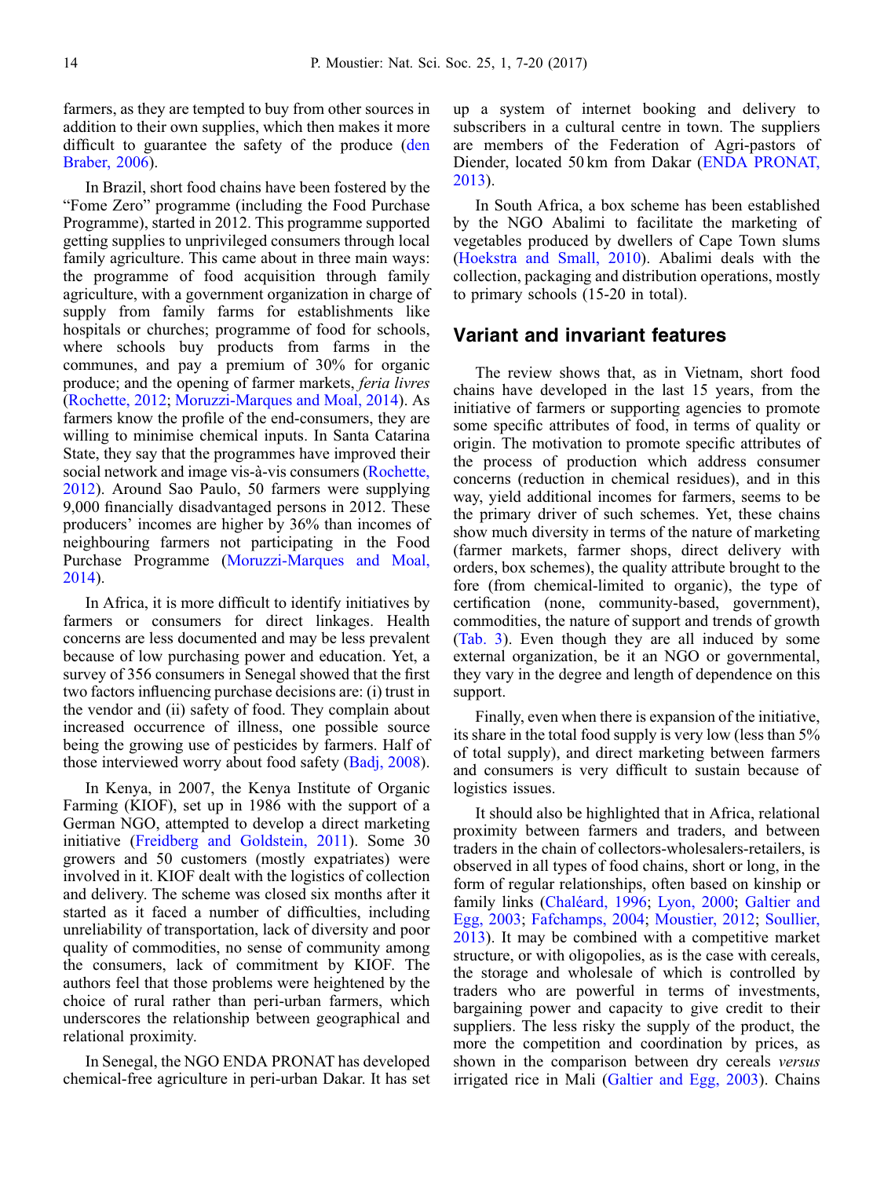farmers, as they are tempted to buy from other sources in addition to their own supplies, which then makes it more difficult to guarantee the safety of the produce (den Braber, 2006).

In Brazil, short food chains have been fostered by the "Fome Zero" programme (including the Food Purchase Programme), started in 2012. This programme supported getting supplies to unprivileged consumers through local family agriculture. This came about in three main ways: the programme of food acquisition through family agriculture, with a government organization in charge of supply from family farms for establishments like hospitals or churches; programme of food for schools, where schools buy products from farms in the communes, and pay a premium of 30% for organic produce; and the opening of farmer markets, *feria livres* (Rochette, 2012; Moruzzi-Marques and Moal, 2014). As farmers know the profile of the end-consumers, they are willing to minimise chemical inputs. In Santa Catarina State, they say that the programmes have improved their social network and image vis-à-vis consumers (Rochette, 2012). Around Sao Paulo, 50 farmers were supplying 9,000 financially disadvantaged persons in 2012. These producers' incomes are higher by 36% than incomes of neighbouring farmers not participating in the Food Purchase Programme (Moruzzi-Marques and Moal, 2014).

In Africa, it is more difficult to identify initiatives by farmers or consumers for direct linkages. Health concerns are less documented and may be less prevalent because of low purchasing power and education. Yet, a survey of 356 consumers in Senegal showed that the first two factors influencing purchase decisions are: (i) trust in the vendor and (ii) safety of food. They complain about increased occurrence of illness, one possible source being the growing use of pesticides by farmers. Half of those interviewed worry about food safety (Badj, 2008).

In Kenya, in 2007, the Kenya Institute of Organic Farming (KIOF), set up in 1986 with the support of a German NGO, attempted to develop a direct marketing initiative (Freidberg and Goldstein, 2011). Some 30 growers and 50 customers (mostly expatriates) were involved in it. KIOF dealt with the logistics of collection and delivery. The scheme was closed six months after it started as it faced a number of difficulties, including unreliability of transportation, lack of diversity and poor quality of commodities, no sense of community among the consumers, lack of commitment by KIOF. The authors feel that those problems were heightened by the choice of rural rather than peri-urban farmers, which underscores the relationship between geographical and relational proximity.

In Senegal, the NGO ENDA PRONAT has developed chemical-free agriculture in peri-urban Dakar. It has set up a system of internet booking and delivery to subscribers in a cultural centre in town. The suppliers are members of the Federation of Agri-pastors of Diender, located 50 km from Dakar (ENDA PRONAT, 2013).

In South Africa, a box scheme has been established by the NGO Abalimi to facilitate the marketing of vegetables produced by dwellers of Cape Town slums (Hoekstra and Small, 2010). Abalimi deals with the collection, packaging and distribution operations, mostly to primary schools (15-20 in total).

## Variant and invariant features

The review shows that, as in Vietnam, short food chains have developed in the last 15 years, from the initiative of farmers or supporting agencies to promote some specific attributes of food, in terms of quality or origin. The motivation to promote specific attributes of the process of production which address consumer concerns (reduction in chemical residues), and in this way, yield additional incomes for farmers, seems to be the primary driver of such schemes. Yet, these chains show much diversity in terms of the nature of marketing (farmer markets, farmer shops, direct delivery with orders, box schemes), the quality attribute brought to the fore (from chemical-limited to organic), the type of certification (none, community-based, government), commodities, the nature of support and trends of growth (Tab. 3). Even though they are all induced by some external organization, be it an NGO or governmental, they vary in the degree and length of dependence on this support.

Finally, even when there is expansion of the initiative, its share in the total food supply is very low (less than 5% of total supply), and direct marketing between farmers and consumers is very difficult to sustain because of logistics issues.

It should also be highlighted that in Africa, relational proximity between farmers and traders, and between traders in the chain of collectors-wholesalers-retailers, is observed in all types of food chains, short or long, in the form of regular relationships, often based on kinship or family links (Chaléard, 1996; Lyon, 2000; Galtier and Egg, 2003; Fafchamps, 2004; Moustier, 2012; Soullier, 2013). It may be combined with a competitive market structure, or with oligopolies, as is the case with cereals, the storage and wholesale of which is controlled by traders who are powerful in terms of investments, bargaining power and capacity to give credit to their suppliers. The less risky the supply of the product, the more the competition and coordination by prices, as shown in the comparison between dry cereals *versus* irrigated rice in Mali (Galtier and Egg, 2003). Chains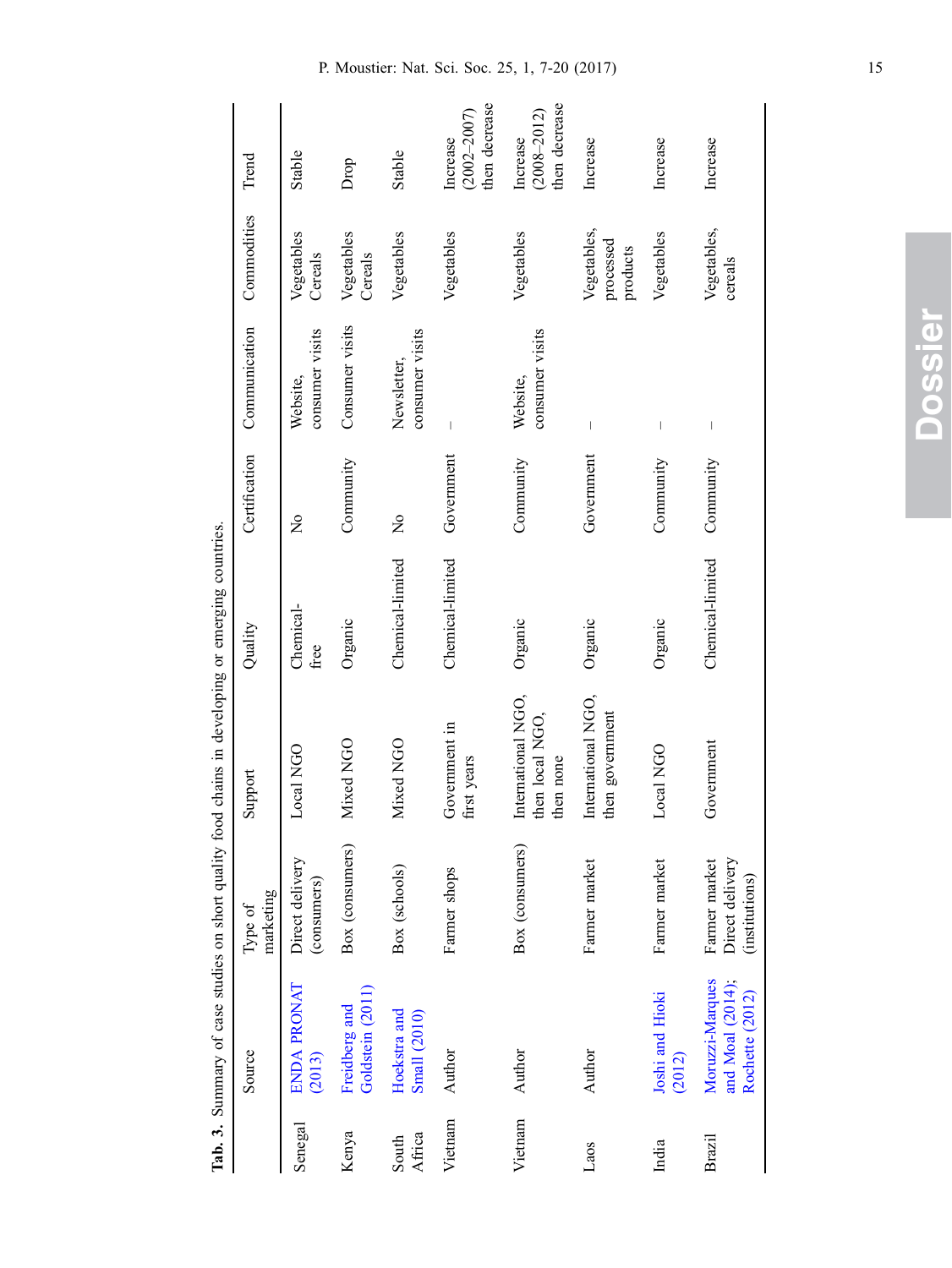**Tab. 3.** Summary of case studies on short quality food chains in developing or emerging countries.

| | Source | Type of marketing | Support | Quality | Certification | Communication | Commodities | Trend |
|---|---|---|---|---|---|---|---|---|
| Senegal | ENDA PRONAT (2013) | Direct delivery (consumers) | Local NGO | Chemical-free | No | Website, consumer visits | Vegetables Cereals | Stable |
| Kenya | Freidberg and Goldstein (2011) | Box (consumers) | Mixed NGO | Organic | Community | Consumer visits | Vegetables Cereals | Drop |
| South Africa | Hoekstra and Small (2010) | Box (schools) | Mixed NGO | Chemical-limited | No | Newsletter, consumer visits | Vegetables | Stable |
| Vietnam | Author | Farmer shops | Government in first years | Chemical-limited | Government | – | Vegetables | Increase (2002–2007) then decrease |
| Vietnam | Author | Box (consumers) | International NGO, then local NGO, then none | Organic | Community | Website, consumer visits | Vegetables | Increase (2008–2012) then decrease |
| Laos | Author | Farmer market | International NGO, then government | Organic | Government | – | Vegetables, processed products | Increase |
| India | Joshi and Hioki (2012) | Farmer market | Local NGO | Organic | Community | – | Vegetables | Increase |
| Brazil | Moruzzi-Marques and Moal (2014); Rochette (2012) | Farmer market Direct delivery (institutions) | Government | Chemical-limited | Community | – | Vegetables, cereals | Increase |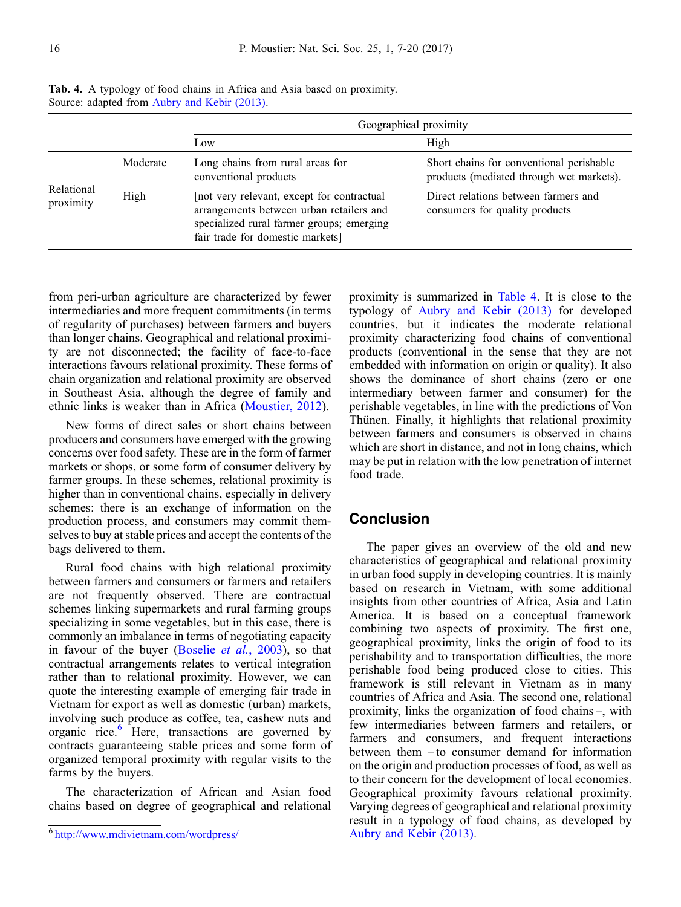**Tab. 4.** A typology of food chains in Africa and Asia based on proximity.
Source: adapted from Aubry and Kebir (2013).

| | | Geographical proximity | |
|---|---|---|---|
| | | Low | High |
| Relational proximity | Moderate | Long chains from rural areas for conventional products | Short chains for conventional perishable products (mediated through wet markets). |
| | High | [not very relevant, except for contractual arrangements between urban retailers and specialized rural farmer groups; emerging fair trade for domestic markets] | Direct relations between farmers and consumers for quality products |

from peri-urban agriculture are characterized by fewer intermediaries and more frequent commitments (in terms of regularity of purchases) between farmers and buyers than longer chains. Geographical and relational proximity are not disconnected; the facility of face-to-face interactions favours relational proximity. These forms of chain organization and relational proximity are observed in Southeast Asia, although the degree of family and ethnic links is weaker than in Africa (Moustier, 2012).

New forms of direct sales or short chains between producers and consumers have emerged with the growing concerns over food safety. These are in the form of farmer markets or shops, or some form of consumer delivery by farmer groups. In these schemes, relational proximity is higher than in conventional chains, especially in delivery schemes: there is an exchange of information on the production process, and consumers may commit themselves to buy at stable prices and accept the contents of the bags delivered to them.

Rural food chains with high relational proximity between farmers and consumers or farmers and retailers are not frequently observed. There are contractual schemes linking supermarkets and rural farming groups specializing in some vegetables, but in this case, there is commonly an imbalance in terms of negotiating capacity in favour of the buyer (Boselie *et al.*, 2003), so that contractual arrangements relates to vertical integration rather than to relational proximity. However, we can quote the interesting example of emerging fair trade in Vietnam for export as well as domestic (urban) markets, involving such produce as coffee, tea, cashew nuts and organic rice.[6] Here, transactions are governed by contracts guaranteeing stable prices and some form of organized temporal proximity with regular visits to the farms by the buyers.

The characterization of African and Asian food chains based on degree of geographical and relational proximity is summarized in Table 4. It is close to the typology of Aubry and Kebir (2013) for developed countries, but it indicates the moderate relational proximity characterizing food chains of conventional products (conventional in the sense that they are not embedded with information on origin or quality). It also shows the dominance of short chains (zero or one intermediary between farmer and consumer) for the perishable vegetables, in line with the predictions of Von Thünen. Finally, it highlights that relational proximity between farmers and consumers is observed in chains which are short in distance, and not in long chains, which may be put in relation with the low penetration of internet food trade.

## Conclusion

The paper gives an overview of the old and new characteristics of geographical and relational proximity in urban food supply in developing countries. It is mainly based on research in Vietnam, with some additional insights from other countries of Africa, Asia and Latin America. It is based on a conceptual framework combining two aspects of proximity. The first one, geographical proximity, links the origin of food to its perishability and to transportation difficulties, the more perishable food being produced close to cities. This framework is still relevant in Vietnam as in many countries of Africa and Asia. The second one, relational proximity, links the organization of food chains –, with few intermediaries between farmers and retailers, or farmers and consumers, and frequent interactions between them – to consumer demand for information on the origin and production processes of food, as well as to their concern for the development of local economies. Geographical proximity favours relational proximity. Varying degrees of geographical and relational proximity result in a typology of food chains, as developed by Aubry and Kebir (2013).

[6] http://www.mdivietnam.com/wordpress/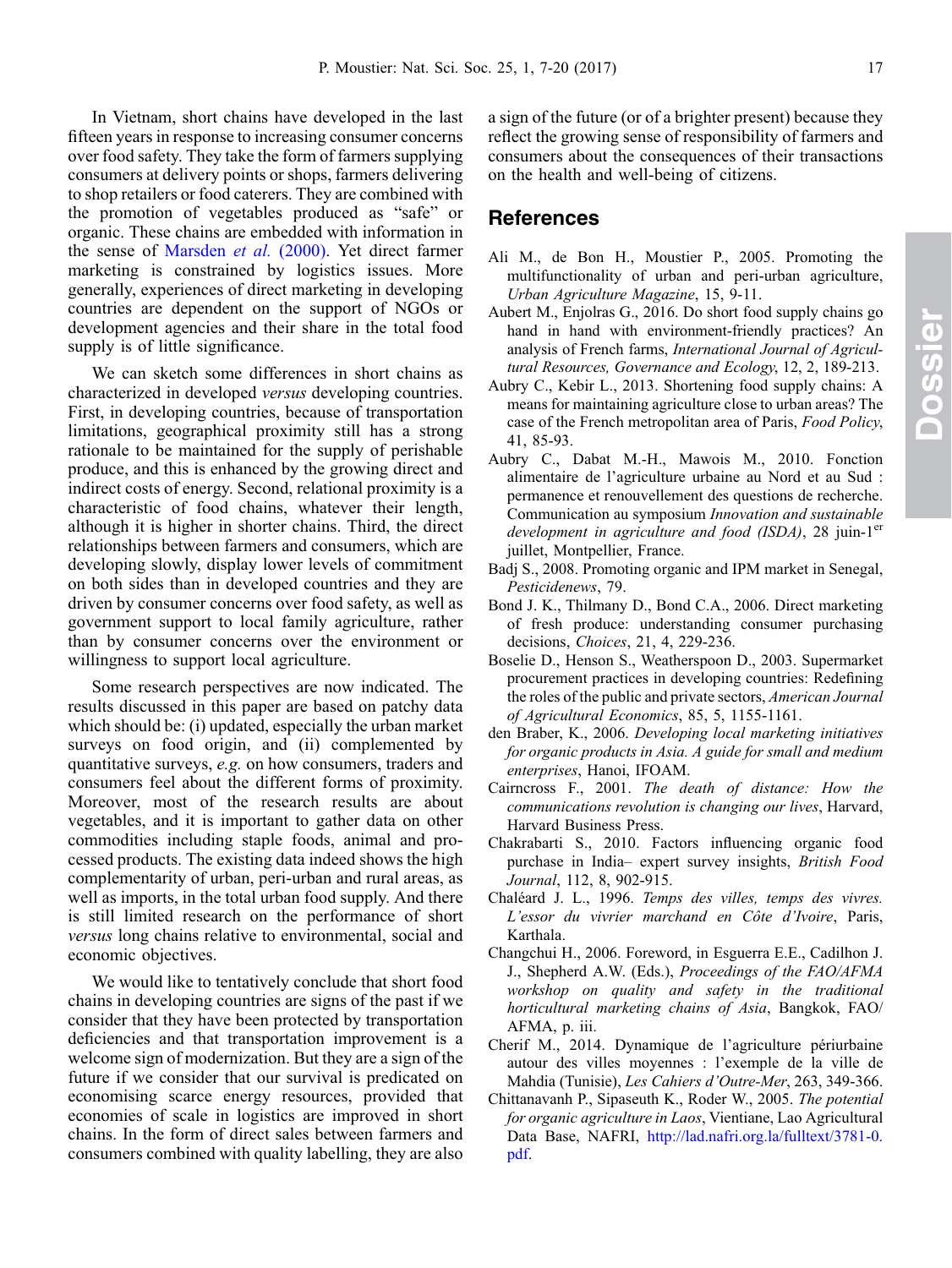In Vietnam, short chains have developed in the last fifteen years in response to increasing consumer concerns over food safety. They take the form of farmers supplying consumers at delivery points or shops, farmers delivering to shop retailers or food caterers. They are combined with the promotion of vegetables produced as "safe" or organic. These chains are embedded with information in the sense of Marsden *et al.* (2000). Yet direct farmer marketing is constrained by logistics issues. More generally, experiences of direct marketing in developing countries are dependent on the support of NGOs or development agencies and their share in the total food supply is of little significance.

We can sketch some differences in short chains as characterized in developed *versus* developing countries. First, in developing countries, because of transportation limitations, geographical proximity still has a strong rationale to be maintained for the supply of perishable produce, and this is enhanced by the growing direct and indirect costs of energy. Second, relational proximity is a characteristic of food chains, whatever their length, although it is higher in shorter chains. Third, the direct relationships between farmers and consumers, which are developing slowly, display lower levels of commitment on both sides than in developed countries and they are driven by consumer concerns over food safety, as well as government support to local family agriculture, rather than by consumer concerns over the environment or willingness to support local agriculture.

Some research perspectives are now indicated. The results discussed in this paper are based on patchy data which should be: (i) updated, especially the urban market surveys on food origin, and (ii) complemented by quantitative surveys, *e.g.* on how consumers, traders and consumers feel about the different forms of proximity. Moreover, most of the research results are about vegetables, and it is important to gather data on other commodities including staple foods, animal and processed products. The existing data indeed shows the high complementarity of urban, peri-urban and rural areas, as well as imports, in the total urban food supply. And there is still limited research on the performance of short *versus* long chains relative to environmental, social and economic objectives.

We would like to tentatively conclude that short food chains in developing countries are signs of the past if we consider that they have been protected by transportation deficiencies and that transportation improvement is a welcome sign of modernization. But they are a sign of the future if we consider that our survival is predicated on economising scarce energy resources, provided that economies of scale in logistics are improved in short chains. In the form of direct sales between farmers and consumers combined with quality labelling, they are also a sign of the future (or of a brighter present) because they reflect the growing sense of responsibility of farmers and consumers about the consequences of their transactions on the health and well-being of citizens.

## References

Ali M., de Bon H., Moustier P., 2005. Promoting the multifunctionality of urban and peri-urban agriculture, *Urban Agriculture Magazine*, 15, 9-11.

Aubert M., Enjolras G., 2016. Do short food supply chains go hand in hand with environment-friendly practices? An analysis of French farms, *International Journal of Agricultural Resources, Governance and Ecology*, 12, 2, 189-213.

Aubry C., Kebir L., 2013. Shortening food supply chains: A means for maintaining agriculture close to urban areas? The case of the French metropolitan area of Paris, *Food Policy*, 41, 85-93.

Aubry C., Dabat M.-H., Mawois M., 2010. Fonction alimentaire de l'agriculture urbaine au Nord et au Sud : permanence et renouvellement des questions de recherche. Communication au symposium *Innovation and sustainable development in agriculture and food (ISDA)*, 28 juin-1er juillet, Montpellier, France.

Badj S., 2008. Promoting organic and IPM market in Senegal, *Pesticidenews*, 79.

Bond J. K., Thilmany D., Bond C.A., 2006. Direct marketing of fresh produce: understanding consumer purchasing decisions, *Choices*, 21, 4, 229-236.

Boselie D., Henson S., Weatherspoon D., 2003. Supermarket procurement practices in developing countries: Redefining the roles of the public and private sectors, *American Journal of Agricultural Economics*, 85, 5, 1155-1161.

den Braber, K., 2006. *Developing local marketing initiatives for organic products in Asia. A guide for small and medium enterprises*, Hanoi, IFOAM.

Cairncross F., 2001. *The death of distance: How the communications revolution is changing our lives*, Harvard, Harvard Business Press.

Chakrabarti S., 2010. Factors influencing organic food purchase in India– expert survey insights, *British Food Journal*, 112, 8, 902-915.

Chaléard J. L., 1996. *Temps des villes, temps des vivres. L'essor du vivrier marchand en Côte d'Ivoire*, Paris, Karthala.

Changchui H., 2006. Foreword, in Esguerra E.E., Cadilhon J. J., Shepherd A.W. (Eds.), *Proceedings of the FAO/AFMA workshop on quality and safety in the traditional horticultural marketing chains of Asia*, Bangkok, FAO/AFMA, p. iii.

Cherif M., 2014. Dynamique de l'agriculture périurbaine autour des villes moyennes : l'exemple de la ville de Mahdia (Tunisie), *Les Cahiers d'Outre-Mer*, 263, 349-366.

Chittanavanh P., Sipaseuth K., Roder W., 2005. *The potential for organic agriculture in Laos*, Vientiane, Lao Agricultural Data Base, NAFRI, http://lad.nafri.org.la/fulltext/3781-0.pdf.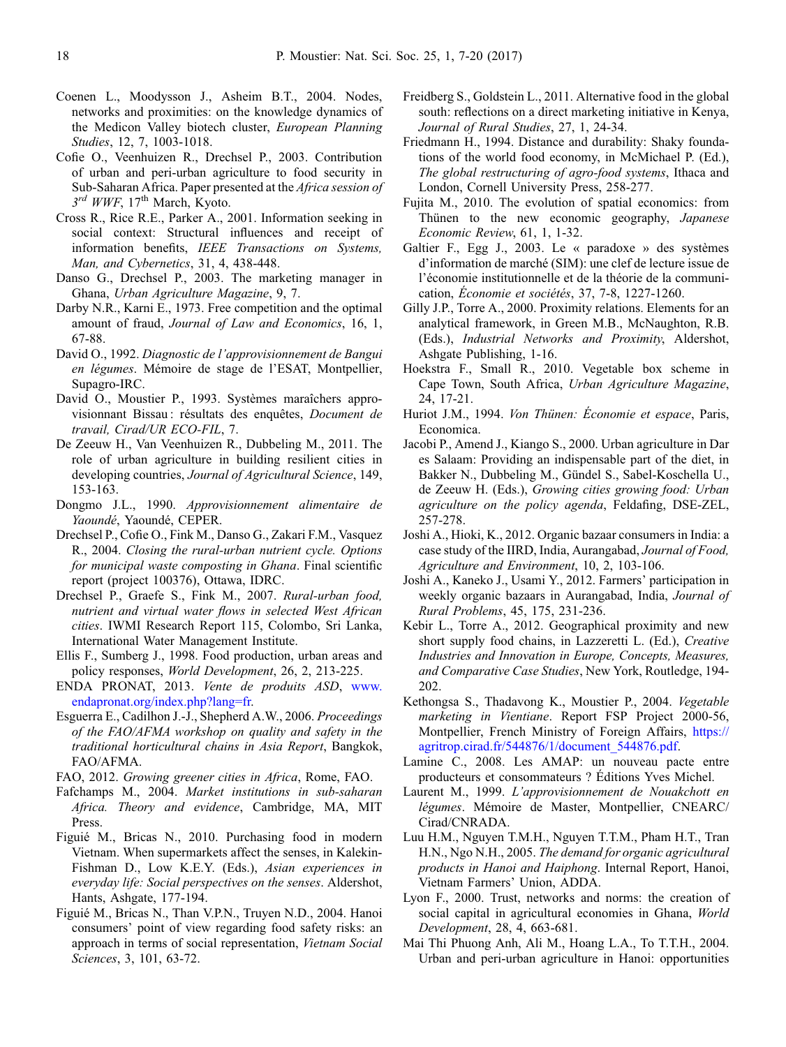Coenen L., Moodysson J., Asheim B.T., 2004. Nodes, networks and proximities: on the knowledge dynamics of the Medicon Valley biotech cluster, *European Planning Studies*, 12, 7, 1003-1018.

Cofie O., Veenhuizen R., Drechsel P., 2003. Contribution of urban and peri-urban agriculture to food security in Sub-Saharan Africa. Paper presented at the *Africa session of 3rd WWF*, 17th March, Kyoto.

Cross R., Rice R.E., Parker A., 2001. Information seeking in social context: Structural influences and receipt of information benefits, *IEEE Transactions on Systems, Man, and Cybernetics*, 31, 4, 438-448.

Danso G., Drechsel P., 2003. The marketing manager in Ghana, *Urban Agriculture Magazine*, 9, 7.

Darby N.R., Karni E., 1973. Free competition and the optimal amount of fraud, *Journal of Law and Economics*, 16, 1, 67-88.

David O., 1992. *Diagnostic de l'approvisionnement de Bangui en légumes*. Mémoire de stage de l'ESAT, Montpellier, Supagro-IRC.

David O., Moustier P., 1993. Systèmes maraîchers approvisionnant Bissau : résultats des enquêtes, *Document de travail, Cirad/UR ECO-FIL*, 7.

De Zeeuw H., Van Veenhuizen R., Dubbeling M., 2011. The role of urban agriculture in building resilient cities in developing countries, *Journal of Agricultural Science*, 149, 153-163.

Dongmo J.L., 1990. *Approvisionnement alimentaire de Yaoundé*, Yaoundé, CEPER.

Drechsel P., Cofie O., Fink M., Danso G., Zakari F.M., Vasquez R., 2004. *Closing the rural-urban nutrient cycle. Options for municipal waste composting in Ghana*. Final scientific report (project 100376), Ottawa, IDRC.

Drechsel P., Graefe S., Fink M., 2007. *Rural-urban food, nutrient and virtual water flows in selected West African cities*. IWMI Research Report 115, Colombo, Sri Lanka, International Water Management Institute.

Ellis F., Sumberg J., 1998. Food production, urban areas and policy responses, *World Development*, 26, 2, 213-225.

ENDA PRONAT, 2013. *Vente de produits ASD*, www.endapronat.org/index.php?lang=fr.

Esguerra E., Cadilhon J.-J., Shepherd A.W., 2006. *Proceedings of the FAO/AFMA workshop on quality and safety in the traditional horticultural chains in Asia Report*, Bangkok, FAO/AFMA.

FAO, 2012. *Growing greener cities in Africa*, Rome, FAO.

Fafchamps M., 2004. *Market institutions in sub-saharan Africa. Theory and evidence*, Cambridge, MA, MIT Press.

Figuié M., Bricas N., 2010. Purchasing food in modern Vietnam. When supermarkets affect the senses, in Kalekin-Fishman D., Low K.E.Y. (Eds.), *Asian experiences in everyday life: Social perspectives on the senses*. Aldershot, Hants, Ashgate, 177-194.

Figuié M., Bricas N., Than V.P.N., Truyen N.D., 2004. Hanoi consumers' point of view regarding food safety risks: an approach in terms of social representation, *Vietnam Social Sciences*, 3, 101, 63-72.

Freidberg S., Goldstein L., 2011. Alternative food in the global south: reflections on a direct marketing initiative in Kenya, *Journal of Rural Studies*, 27, 1, 24-34.

Friedmann H., 1994. Distance and durability: Shaky foundations of the world food economy, in McMichael P. (Ed.), *The global restructuring of agro-food systems*, Ithaca and London, Cornell University Press, 258-277.

Fujita M., 2010. The evolution of spatial economics: from Thünen to the new economic geography, *Japanese Economic Review*, 61, 1, 1-32.

Galtier F., Egg J., 2003. Le « paradoxe » des systèmes d'information de marché (SIM): une clef de lecture issue de l'économie institutionnelle et de la théorie de la communication, *Économie et sociétés*, 37, 7-8, 1227-1260.

Gilly J.P., Torre A., 2000. Proximity relations. Elements for an analytical framework, in Green M.B., McNaughton, R.B. (Eds.), *Industrial Networks and Proximity*, Aldershot, Ashgate Publishing, 1-16.

Hoekstra F., Small R., 2010. Vegetable box scheme in Cape Town, South Africa, *Urban Agriculture Magazine*, 24, 17-21.

Huriot J.M., 1994. *Von Thünen: Économie et espace*, Paris, Economica.

Jacobi P., Amend J., Kiango S., 2000. Urban agriculture in Dar es Salaam: Providing an indispensable part of the diet, in Bakker N., Dubbeling M., Gündel S., Sabel-Koschella U., de Zeeuw H. (Eds.), *Growing cities growing food: Urban agriculture on the policy agenda*, Feldafing, DSE-ZEL, 257-278.

Joshi A., Hioki, K., 2012. Organic bazaar consumers in India: a case study of the IIRD, India, Aurangabad, *Journal of Food, Agriculture and Environment*, 10, 2, 103-106.

Joshi A., Kaneko J., Usami Y., 2012. Farmers' participation in weekly organic bazaars in Aurangabad, India, *Journal of Rural Problems*, 45, 175, 231-236.

Kebir L., Torre A., 2012. Geographical proximity and new short supply food chains, in Lazzeretti L. (Ed.), *Creative Industries and Innovation in Europe, Concepts, Measures, and Comparative Case Studies*, New York, Routledge, 194-202.

Kethongsa S., Thadavong K., Moustier P., 2004. *Vegetable marketing in Vientiane*. Report FSP Project 2000-56, Montpellier, French Ministry of Foreign Affairs, https://agritrop.cirad.fr/544876/1/document_544876.pdf.

Lamine C., 2008. Les AMAP: un nouveau pacte entre producteurs et consommateurs ? Éditions Yves Michel.

Laurent M., 1999. *L'approvisionnement de Nouakchott en légumes*. Mémoire de Master, Montpellier, CNEARC/Cirad/CNRADA.

Luu H.M., Nguyen T.M.H., Nguyen T.T.M., Pham H.T., Tran H.N., Ngo N.H., 2005. *The demand for organic agricultural products in Hanoi and Haiphong*. Internal Report, Hanoi, Vietnam Farmers' Union, ADDA.

Lyon F., 2000. Trust, networks and norms: the creation of social capital in agricultural economies in Ghana, *World Development*, 28, 4, 663-681.

Mai Thi Phuong Anh, Ali M., Hoang L.A., To T.T.H., 2004. Urban and peri-urban agriculture in Hanoi: opportunities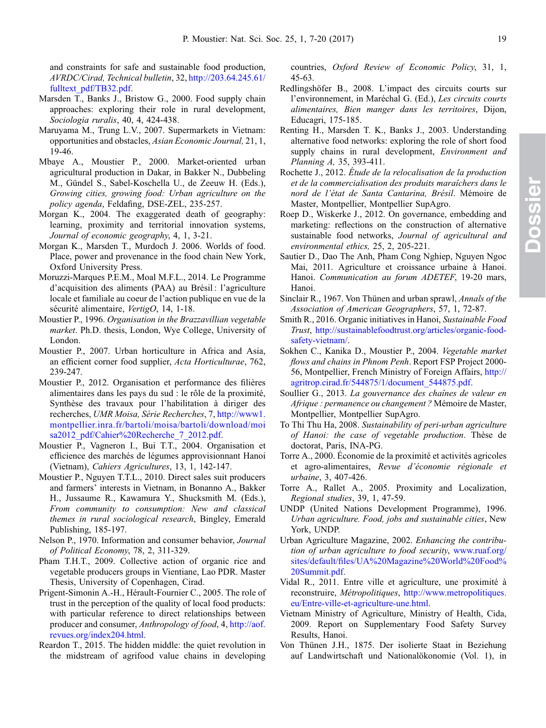and constraints for safe and sustainable food production, *AVRDC/Cirad, Technical bulletin*, 32, http://203.64.245.61/fulltext_pdf/TB32.pdf.

Marsden T., Banks J., Bristow G., 2000. Food supply chain approaches: exploring their role in rural development, *Sociologia ruralis*, 40, 4, 424-438.

Maruyama M., Trung L.V., 2007. Supermarkets in Vietnam: opportunities and obstacles, *Asian Economic Journal,* 21, 1, 19-46.

Mbaye A., Moustier P., 2000. Market-oriented urban agricultural production in Dakar, in Bakker N., Dubbeling M., Gündel S., Sabel-Koschella U., de Zeeuw H. (Eds.), *Growing cities, growing food: Urban agriculture on the policy agenda*, Feldafing, DSE-ZEL, 235-257.

Morgan K., 2004. The exaggerated death of geography: learning, proximity and territorial innovation systems, *Journal of economic geography*, 4, 1, 3-21.

Morgan K., Marsden T., Murdoch J. 2006. Worlds of food. Place, power and provenance in the food chain New York, Oxford University Press.

Moruzzi-Marques P.E.M., Moal M.F.L., 2014. Le Programme d'acquisition des aliments (PAA) au Brésil : l'agriculture locale et familiale au coeur de l'action publique en vue de la sécurité alimentaire, *VertigO*, 14, 1-18.

Moustier P., 1996. *Organisation in the Brazzavillian vegetable market*. Ph.D. thesis, London, Wye College, University of London.

Moustier P., 2007. Urban horticulture in Africa and Asia, an efficient corner food supplier, *Acta Horticulturae*, 762, 239-247.

Moustier P., 2012. Organisation et performance des filières alimentaires dans les pays du sud : le rôle de la proximité, Synthèse des travaux pour l'habilitation à diriger des recherches, *UMR Moisa, Série Recherches*, 7, http://www1.montpellier.inra.fr/bartoli/moisa/bartoli/download/moisa2012_pdf/Cahier%20Recherche_7_2012.pdf.

Moustier P., Vagneron I., Bui T.T., 2004. Organisation et efficience des marchés de légumes approvisionnant Hanoi (Vietnam), *Cahiers Agricultures*, 13, 1, 142-147.

Moustier P., Nguyen T.T.L., 2010. Direct sales suit producers and farmers' interests in Vietnam, in Bonanno A., Bakker H., Jussaume R., Kawamura Y., Shucksmith M. (Eds.), *From community to consumption: New and classical themes in rural sociological research*, Bingley, Emerald Publishing, 185-197.

Nelson P., 1970. Information and consumer behavior, *Journal of Political Economy*, 78, 2, 311-329.

Pham T.H.T., 2009. Collective action of organic rice and vegetable producers groups in Vientiane, Lao PDR. Master Thesis, University of Copenhagen, Cirad.

Prigent-Simonin A.-H., Hérault-Fournier C., 2005. The role of trust in the perception of the quality of local food products: with particular reference to direct relationships between producer and consumer, *Anthropology of food*, 4, http://aof.revues.org/index204.html.

Reardon T., 2015. The hidden middle: the quiet revolution in the midstream of agrifood value chains in developing countries, *Oxford Review of Economic Policy*, 31, 1, 45-63.

Redlingshöfer B., 2008. L'impact des circuits courts sur l'environnement, in Maréchal G. (Ed.), *Les circuits courts alimentaires, Bien manger dans les territoires*, Dijon, Educagri, 175-185.

Renting H., Marsden T. K., Banks J., 2003. Understanding alternative food networks: exploring the role of short food supply chains in rural development, *Environment and Planning A*, 35, 393-411.

Rochette J., 2012. *Étude de la relocalisation de la production et de la commercialisation des produits maraîchers dans le nord de l'état de Santa Cantarina, Brésil*. Mémoire de Master, Montpellier, Montpellier SupAgro.

Roep D., Wiskerke J., 2012. On governance, embedding and marketing: reflections on the construction of alternative sustainable food networks, *Journal of agricultural and environmental ethics*, 25, 2, 205-221.

Sautier D., Dao The Anh, Pham Cong Nghiep, Nguyen Ngoc Mai, 2011. Agriculture et croissance urbaine à Hanoi. Hanoi. *Communication au forum ADETEF*, 19-20 mars, Hanoi.

Sinclair R., 1967. Von Thünen and urban sprawl, *Annals of the Association of American Geographers*, 57, 1, 72-87.

Smith R., 2016. Organic initiatives in Hanoi, *Sustainable Food Trust*, http://sustainablefoodtrust.org/articles/organic-food-safety-vietnam/.

Sokhen C., Kanika D., Moustier P., 2004. *Vegetable market flows and chains in Phnom Penh*. Report FSP Project 2000-56, Montpellier, French Ministry of Foreign Affairs, http://agritrop.cirad.fr/544875/1/document_544875.pdf.

Soullier G., 2013. *La gouvernance des chaînes de valeur en Afrique : permanence ou changement ?* Mémoire de Master, Montpellier, Montpellier SupAgro.

To Thi Thu Ha, 2008. *Sustainability of peri-urban agriculture of Hanoi: the case of vegetable production*. Thèse de doctorat, Paris, INA-PG.

Torre A., 2000. Économie de la proximité et activités agricoles et agro-alimentaires, *Revue d'économie régionale et urbaine*, 3, 407-426.

Torre A., Rallet A., 2005. Proximity and Localization, *Regional studies*, 39, 1, 47-59.

UNDP (United Nations Development Programme), 1996. *Urban agriculture. Food, jobs and sustainable cities*, New York, UNDP.

Urban Agriculture Magazine, 2002. *Enhancing the contribution of urban agriculture to food security*, www.ruaf.org/sites/default/files/UA%20Magazine%20World%20Food%20Summit.pdf.

Vidal R., 2011. Entre ville et agriculture, une proximité à reconstruire, *Métropolitiques*, http://www.metropolitiques.eu/Entre-ville-et-agriculture-une.html.

Vietnam Ministry of Agriculture, Ministry of Health, Cida, 2009. Report on Supplementary Food Safety Survey Results, Hanoi.

Von Thünen J.H., 1875. Der isolierte Staat in Beziehung auf Landwirtschaft und Nationalökonomie (Vol. 1), in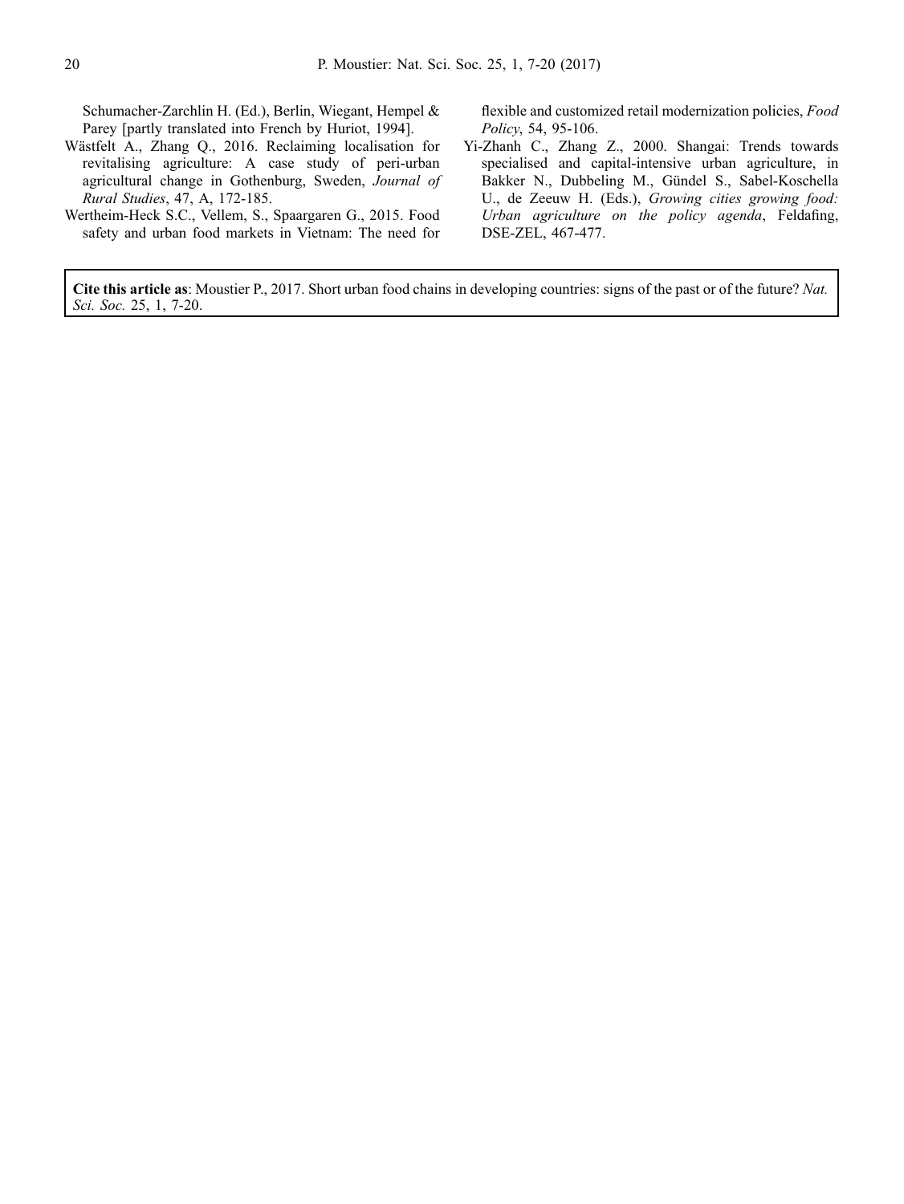Schumacher-Zarchlin H. (Ed.), Berlin, Wiegant, Hempel & Parey [partly translated into French by Huriot, 1994].

Wästfelt A., Zhang Q., 2016. Reclaiming localisation for revitalising agriculture: A case study of peri-urban agricultural change in Gothenburg, Sweden, *Journal of Rural Studies*, 47, A, 172-185.

Wertheim-Heck S.C., Vellem, S., Spaargaren G., 2015. Food safety and urban food markets in Vietnam: The need for flexible and customized retail modernization policies, *Food Policy*, 54, 95-106.

Yi-Zhanh C., Zhang Z., 2000. Shangai: Trends towards specialised and capital-intensive urban agriculture, in Bakker N., Dubbeling M., Gündel S., Sabel-Koschella U., de Zeeuw H. (Eds.), *Growing cities growing food: Urban agriculture on the policy agenda*, Feldafing, DSE-ZEL, 467-477.

**Cite this article as**: Moustier P., 2017. Short urban food chains in developing countries: signs of the past or of the future? *Nat. Sci. Soc.* 25, 1, 7-20.